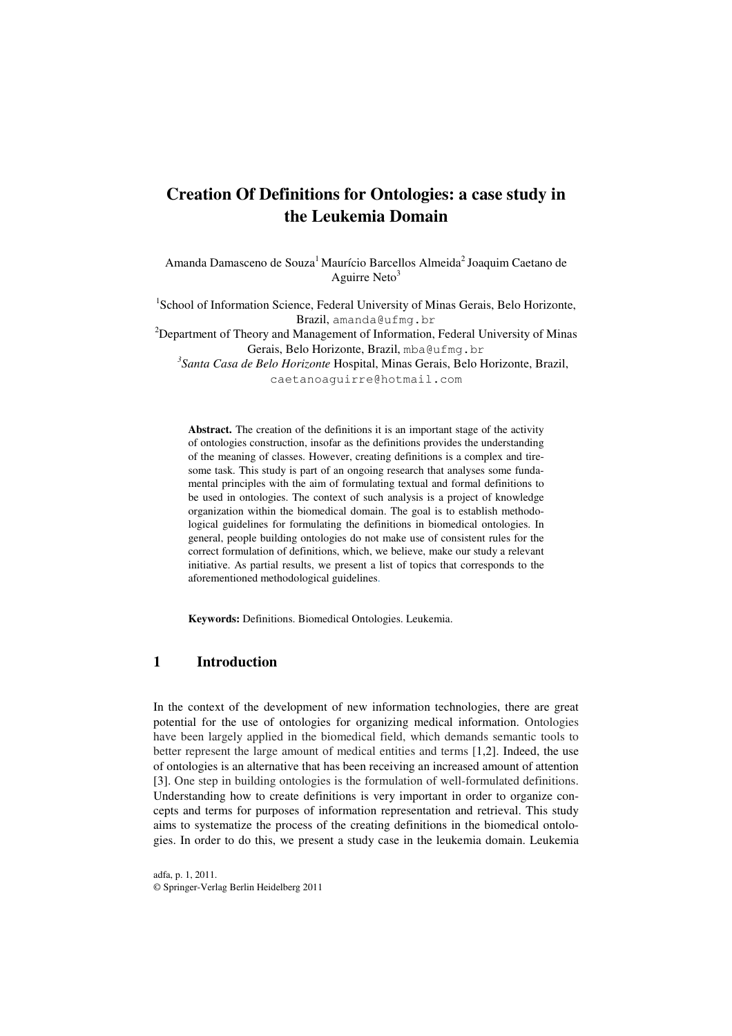# Creation Of Definitions for Ontologies: a case study in the Leukemia Domain

Amanda Damasceno de Souza[1] Maurício Barcellos Almeida[2] Joaquim Caetano de Aguirre Neto[3]

[1]School of Information Science, Federal University of Minas Gerais, Belo Horizonte, Brazil, amanda@ufmg.br

[2]Department of Theory and Management of Information, Federal University of Minas Gerais, Belo Horizonte, Brazil, mba@ufmg.br

[3]*Santa Casa de Belo Horizonte* Hospital, Minas Gerais, Belo Horizonte, Brazil, caetanoaguirre@hotmail.com

**Abstract.** The creation of the definitions it is an important stage of the activity of ontologies construction, insofar as the definitions provides the understanding of the meaning of classes. However, creating definitions is a complex and tiresome task. This study is part of an ongoing research that analyses some fundamental principles with the aim of formulating textual and formal definitions to be used in ontologies. The context of such analysis is a project of knowledge organization within the biomedical domain. The goal is to establish methodological guidelines for formulating the definitions in biomedical ontologies. In general, people building ontologies do not make use of consistent rules for the correct formulation of definitions, which, we believe, make our study a relevant initiative. As partial results, we present a list of topics that corresponds to the aforementioned methodological guidelines.

**Keywords:** Definitions. Biomedical Ontologies. Leukemia.

## 1 Introduction

In the context of the development of new information technologies, there are great potential for the use of ontologies for organizing medical information. Ontologies have been largely applied in the biomedical field, which demands semantic tools to better represent the large amount of medical entities and terms [1,2]. Indeed, the use of ontologies is an alternative that has been receiving an increased amount of attention [3]. One step in building ontologies is the formulation of well-formulated definitions. Understanding how to create definitions is very important in order to organize concepts and terms for purposes of information representation and retrieval. This study aims to systematize the process of the creating definitions in the biomedical ontologies. In order to do this, we present a study case in the leukemia domain. Leukemia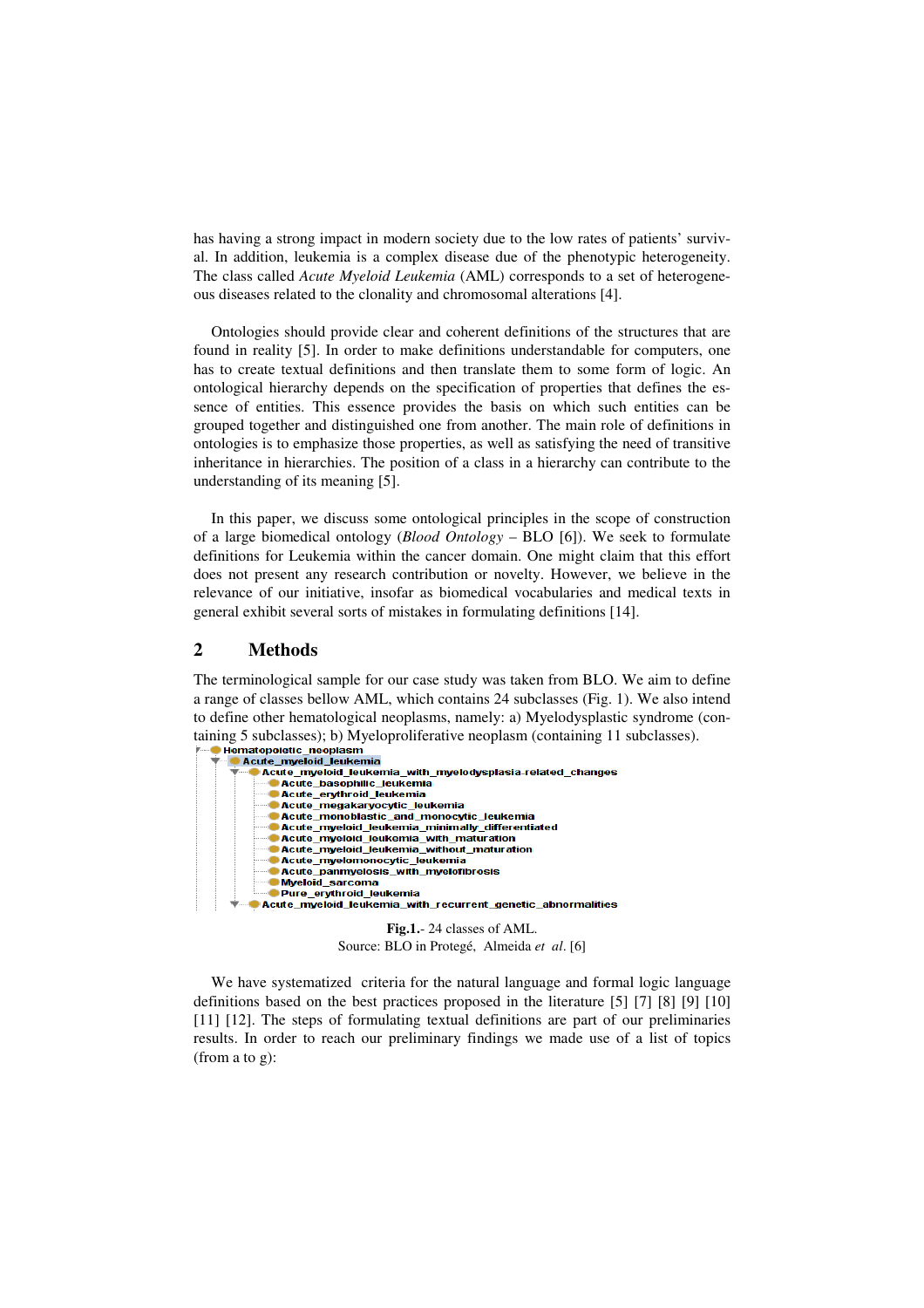has having a strong impact in modern society due to the low rates of patients' survival. In addition, leukemia is a complex disease due of the phenotypic heterogeneity. The class called *Acute Myeloid Leukemia* (AML) corresponds to a set of heterogeneous diseases related to the clonality and chromosomal alterations [4].

Ontologies should provide clear and coherent definitions of the structures that are found in reality [5]. In order to make definitions understandable for computers, one has to create textual definitions and then translate them to some form of logic. An ontological hierarchy depends on the specification of properties that defines the essence of entities. This essence provides the basis on which such entities can be grouped together and distinguished one from another. The main role of definitions in ontologies is to emphasize those properties, as well as satisfying the need of transitive inheritance in hierarchies. The position of a class in a hierarchy can contribute to the understanding of its meaning [5].

In this paper, we discuss some ontological principles in the scope of construction of a large biomedical ontology (*Blood Ontology* – BLO [6]). We seek to formulate definitions for Leukemia within the cancer domain. One might claim that this effort does not present any research contribution or novelty. However, we believe in the relevance of our initiative, insofar as biomedical vocabularies and medical texts in general exhibit several sorts of mistakes in formulating definitions [14].

## 2 Methods

The terminological sample for our case study was taken from BLO. We aim to define a range of classes bellow AML, which contains 24 subclasses (Fig. 1). We also intend to define other hematological neoplasms, namely: a) Myelodysplastic syndrome (containing 5 subclasses); b) Myeloproliferative neoplasm (containing 11 subclasses).

```
Hematopoietic_neoplasm
  Acute_myeloid_leukemia
    Acute_myeloid_leukemia_with_myelodysplasia-related_changes
      Acute_basophilic_leukemia
      Acute_erythroid_leukemia
      Acute_megakaryocytic_leukemia
      Acute_monoblastic_and_monocytic_leukemia
      Acute_myeloid_leukemia_minimally_differentiated
      Acute_myeloid_leukemia_with_maturation
      Acute_myeloid_leukemia_without_maturation
      Acute_myelomonocytic_leukemia
      Acute_panmyelosis_with_myelofibrosis
      Myeloid_sarcoma
      Pure_erythroid_leukemia
    Acute_myeloid_leukemia_with_recurrent_genetic_abnormalities
```

**Fig.1.**- 24 classes of AML.
Source: BLO in Protegé, Almeida *et al*. [6]

We have systematized criteria for the natural language and formal logic language definitions based on the best practices proposed in the literature [5] [7] [8] [9] [10] [11] [12]. The steps of formulating textual definitions are part of our preliminaries results. In order to reach our preliminary findings we made use of a list of topics (from a to g):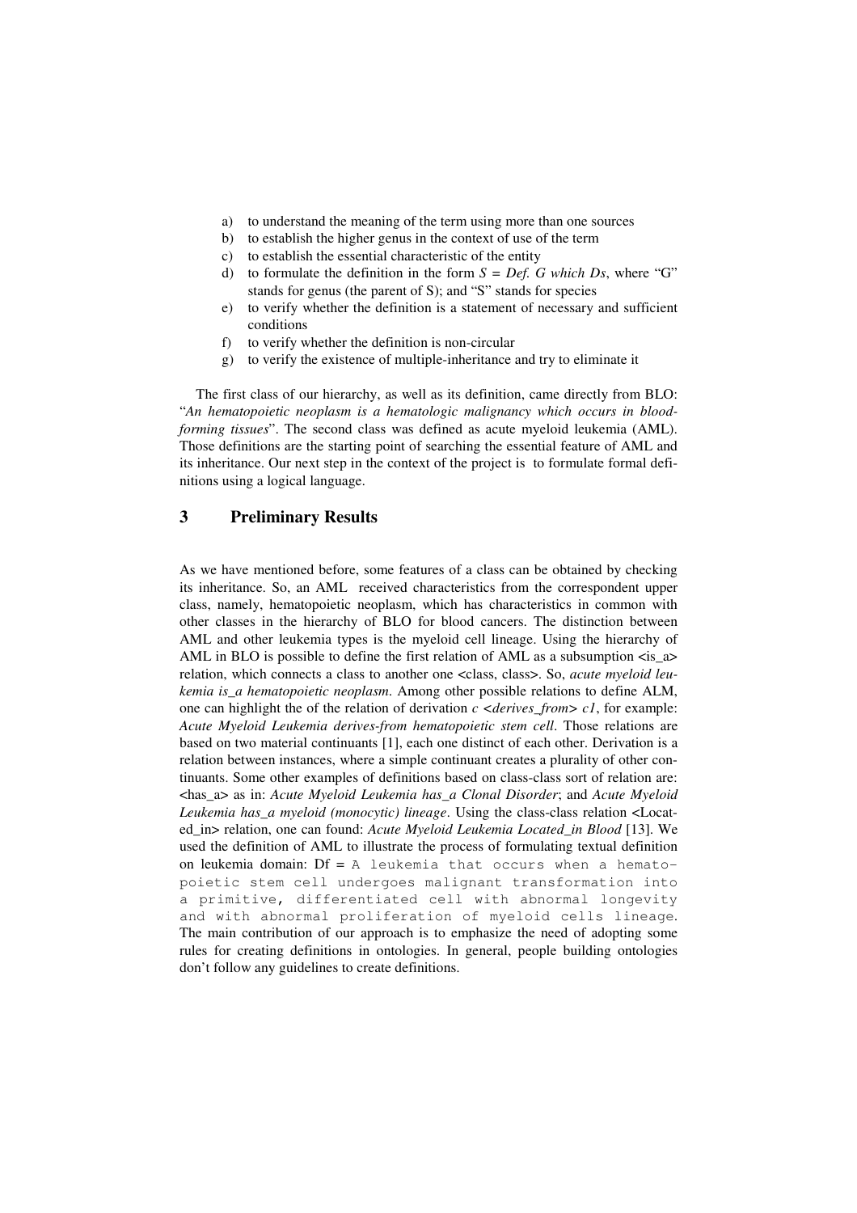a) to understand the meaning of the term using more than one sources
b) to establish the higher genus in the context of use of the term
c) to establish the essential characteristic of the entity
d) to formulate the definition in the form *S = Def. G which Ds*, where "G" stands for genus (the parent of S); and "S" stands for species
e) to verify whether the definition is a statement of necessary and sufficient conditions
f) to verify whether the definition is non-circular
g) to verify the existence of multiple-inheritance and try to eliminate it

The first class of our hierarchy, as well as its definition, came directly from BLO: "*An hematopoietic neoplasm is a hematologic malignancy which occurs in blood-forming tissues*". The second class was defined as acute myeloid leukemia (AML). Those definitions are the starting point of searching the essential feature of AML and its inheritance. Our next step in the context of the project is to formulate formal definitions using a logical language.

## 3 Preliminary Results

As we have mentioned before, some features of a class can be obtained by checking its inheritance. So, an AML received characteristics from the correspondent upper class, namely, hematopoietic neoplasm, which has characteristics in common with other classes in the hierarchy of BLO for blood cancers. The distinction between AML and other leukemia types is the myeloid cell lineage. Using the hierarchy of AML in BLO is possible to define the first relation of AML as a subsumption <is_a> relation, which connects a class to another one <class, class>. So, *acute myeloid leukemia is_a hematopoietic neoplasm*. Among other possible relations to define ALM, one can highlight the of the relation of derivation *c <derives_from> c1*, for example: *Acute Myeloid Leukemia derives-from hematopoietic stem cell*. Those relations are based on two material continuants [1], each one distinct of each other. Derivation is a relation between instances, where a simple continuant creates a plurality of other continuants. Some other examples of definitions based on class-class sort of relation are: <has_a> as in: *Acute Myeloid Leukemia has_a Clonal Disorder*; and *Acute Myeloid Leukemia has_a myeloid (monocytic) lineage*. Using the class-class relation <Located_in> relation, one can found: *Acute Myeloid Leukemia Located_in Blood* [13]. We used the definition of AML to illustrate the process of formulating textual definition on leukemia domain: Df = `A leukemia that occurs when a hemato-poietic stem cell undergoes malignant transformation into a primitive, differentiated cell with abnormal longevity and with abnormal proliferation of myeloid cells lineage`. The main contribution of our approach is to emphasize the need of adopting some rules for creating definitions in ontologies. In general, people building ontologies don't follow any guidelines to create definitions.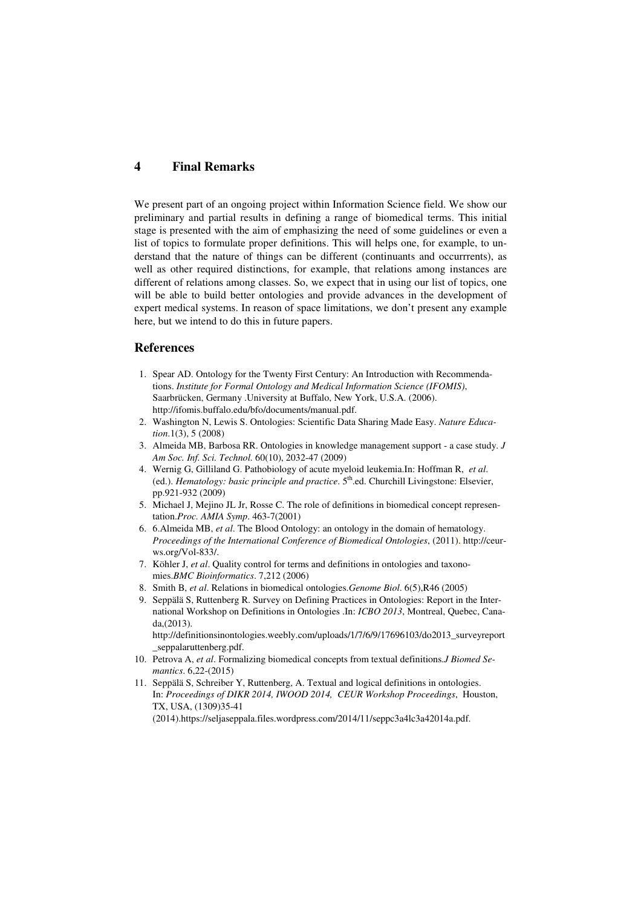## 4 Final Remarks

We present part of an ongoing project within Information Science field. We show our preliminary and partial results in defining a range of biomedical terms. This initial stage is presented with the aim of emphasizing the need of some guidelines or even a list of topics to formulate proper definitions. This will helps one, for example, to understand that the nature of things can be different (continuants and occurrrents), as well as other required distinctions, for example, that relations among instances are different of relations among classes. So, we expect that in using our list of topics, one will be able to build better ontologies and provide advances in the development of expert medical systems. In reason of space limitations, we don't present any example here, but we intend to do this in future papers.

## References

1. Spear AD. Ontology for the Twenty First Century: An Introduction with Recommendations. *Institute for Formal Ontology and Medical Information Science (IFOMIS)*, Saarbrücken, Germany .University at Buffalo, New York, U.S.A. (2006). http://ifomis.buffalo.edu/bfo/documents/manual.pdf.
2. Washington N, Lewis S. Ontologies: Scientific Data Sharing Made Easy. *Nature Education*.1(3), 5 (2008)
3. Almeida MB, Barbosa RR. Ontologies in knowledge management support - a case study. *J Am Soc. Inf. Sci. Technol.* 60(10), 2032-47 (2009)
4. Wernig G, Gilliland G. Pathobiology of acute myeloid leukemia.In: Hoffman R, *et al*. (ed.). *Hematology: basic principle and practice*. 5th.ed. Churchill Livingstone: Elsevier, pp.921-932 (2009)
5. Michael J, Mejino JL Jr, Rosse C. The role of definitions in biomedical concept representation.*Proc. AMIA Symp*. 463-7(2001)
6. 6.Almeida MB, *et al*. The Blood Ontology: an ontology in the domain of hematology. *Proceedings of the International Conference of Biomedical Ontologies*, (2011). http://ceur-ws.org/Vol-833/.
7. Köhler J, *et al*. Quality control for terms and definitions in ontologies and taxonomies.*BMC Bioinformatics*. 7,212 (2006)
8. Smith B, *et al*. Relations in biomedical ontologies.*Genome Biol*. 6(5),R46 (2005)
9. Seppälä S, Ruttenberg R. Survey on Defining Practices in Ontologies: Report in the International Workshop on Definitions in Ontologies .In: *ICBO 2013*, Montreal, Quebec, Canada,(2013). http://definitionsinontologies.weebly.com/uploads/1/7/6/9/17696103/do2013_surveyreport_seppalaruttenberg.pdf.
10. Petrova A, *et al*. Formalizing biomedical concepts from textual definitions.*J Biomed Semantics*. 6,22-(2015)
11. Seppälä S, Schreiber Y, Ruttenberg, A. Textual and logical definitions in ontologies. In: *Proceedings of DIKR 2014, IWOOD 2014, CEUR Workshop Proceedings*, Houston, TX, USA, (1309)35-41 (2014).https://seljaseppala.files.wordpress.com/2014/11/seppc3a4lc3a42014a.pdf.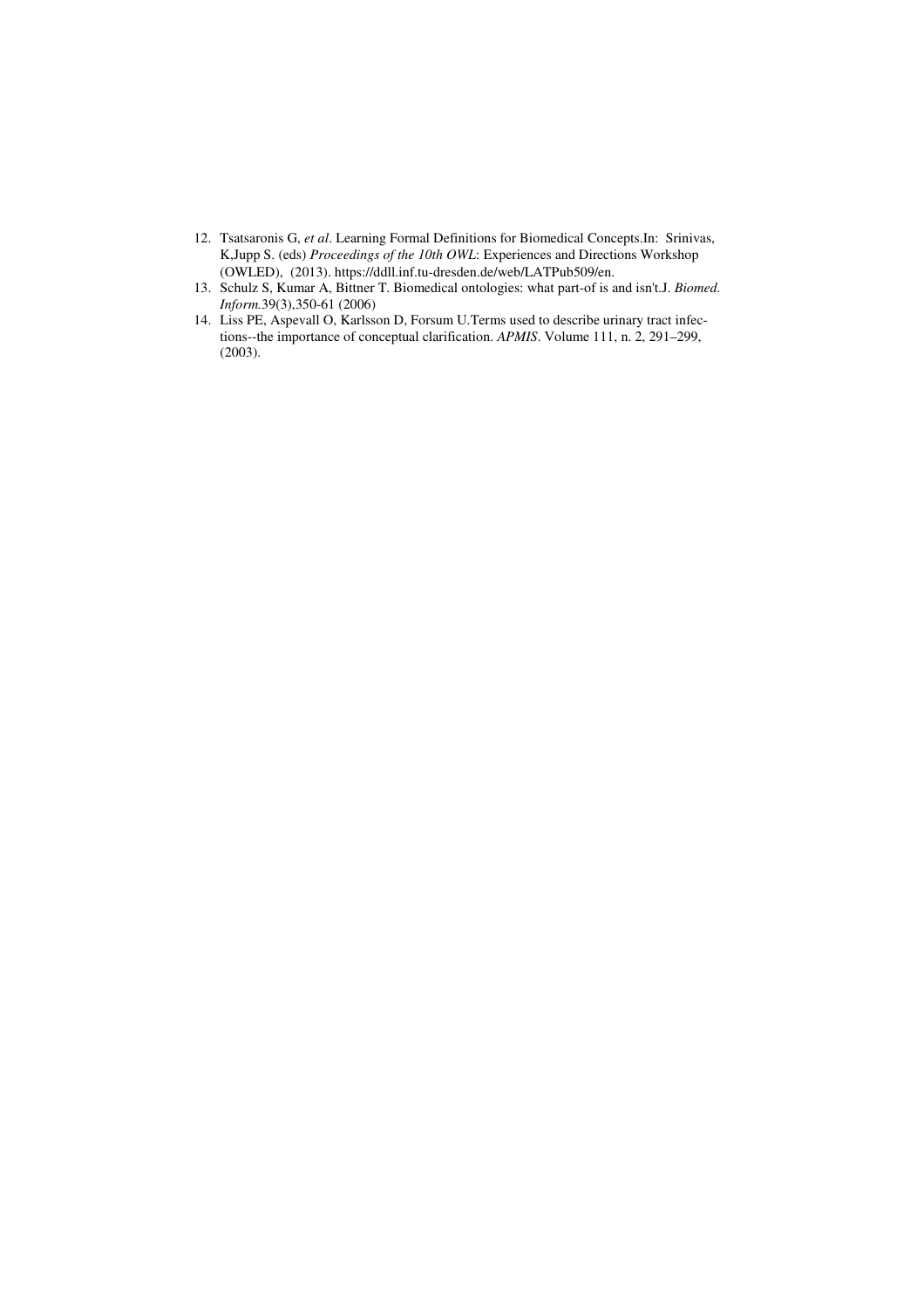12. Tsatsaronis G, *et al*. Learning Formal Definitions for Biomedical Concepts.In: Srinivas, K,Jupp S. (eds) *Proceedings of the 10th OWL*: Experiences and Directions Workshop (OWLED), (2013). https://ddll.inf.tu-dresden.de/web/LATPub509/en.
13. Schulz S, Kumar A, Bittner T. Biomedical ontologies: what part-of is and isn't.J. *Biomed. Inform.*39(3),350-61 (2006)
14. Liss PE, Aspevall O, Karlsson D, Forsum U.Terms used to describe urinary tract infections--the importance of conceptual clarification. *APMIS*. Volume 111, n. 2, 291–299, (2003).